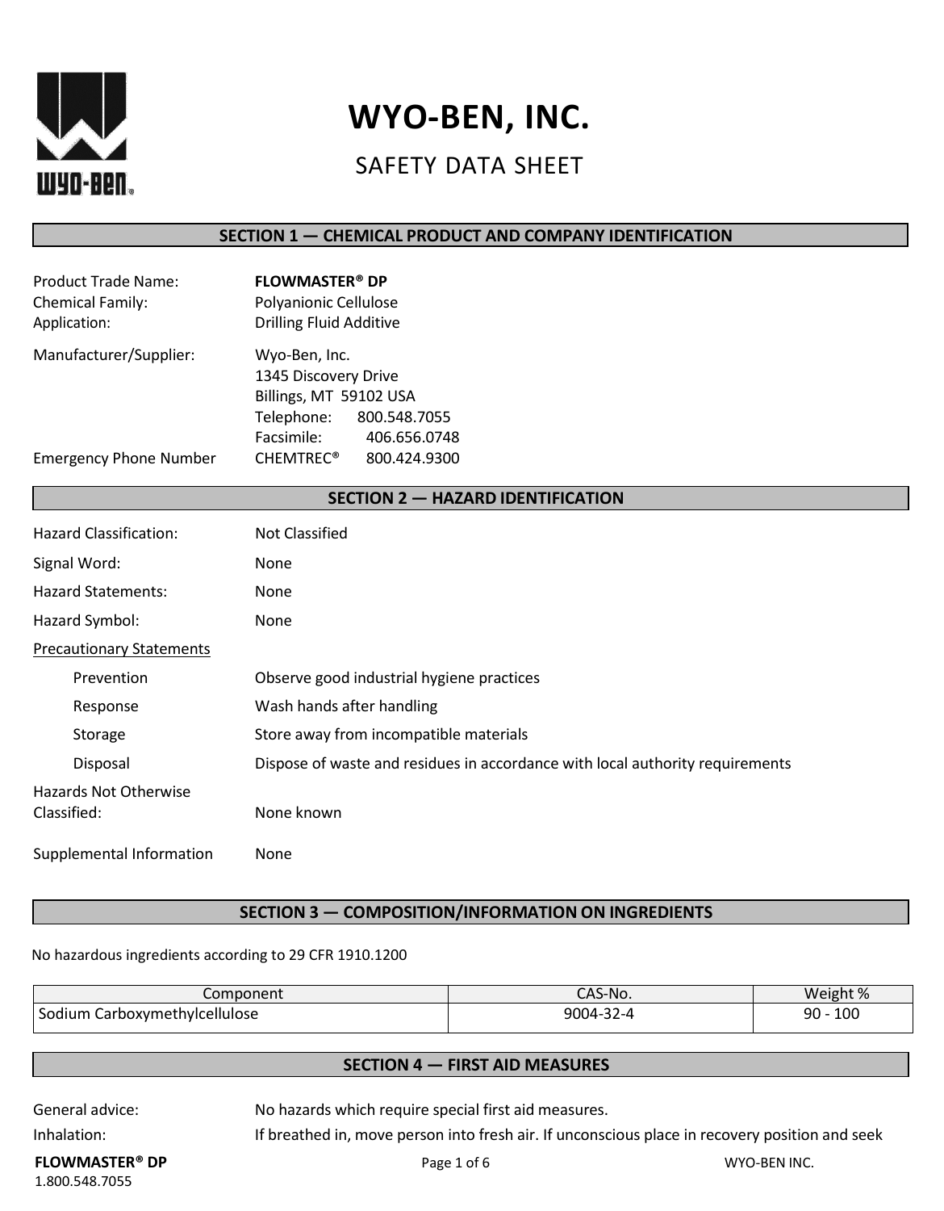# WYO-BEN, INC.

## SAFETY DATA SHEET

### SECTION 1 — CHEMICAL PRODUCT AND COMPANY IDENTIFICATION

Product Trade Name: **FLOWMASTER® DP**
Chemical Family: Polyanionic Cellulose
Application: Drilling Fluid Additive

Manufacturer/Supplier: Wyo-Ben, Inc.
1345 Discovery Drive
Billings, MT 59102 USA
Telephone: 800.548.7055
Facsimile: 406.656.0748

Emergency Phone Number CHEMTREC® 800.424.9300

### SECTION 2 — HAZARD IDENTIFICATION

Hazard Classification: Not Classified

Signal Word: None

Hazard Statements: None

Hazard Symbol: None

Precautionary Statements

- Prevention: Observe good industrial hygiene practices
- Response: Wash hands after handling
- Storage: Store away from incompatible materials
- Disposal: Dispose of waste and residues in accordance with local authority requirements

Hazards Not Otherwise Classified: None known

Supplemental Information: None

### SECTION 3 — COMPOSITION/INFORMATION ON INGREDIENTS

No hazardous ingredients according to 29 CFR 1910.1200

| Component | CAS-No. | Weight % |
|---|---|---|
| Sodium Carboxymethylcellulose | 9004-32-4 | 90 - 100 |

### SECTION 4 — FIRST AID MEASURES

General advice: No hazards which require special first aid measures.

Inhalation: If breathed in, move person into fresh air. If unconscious place in recovery position and seek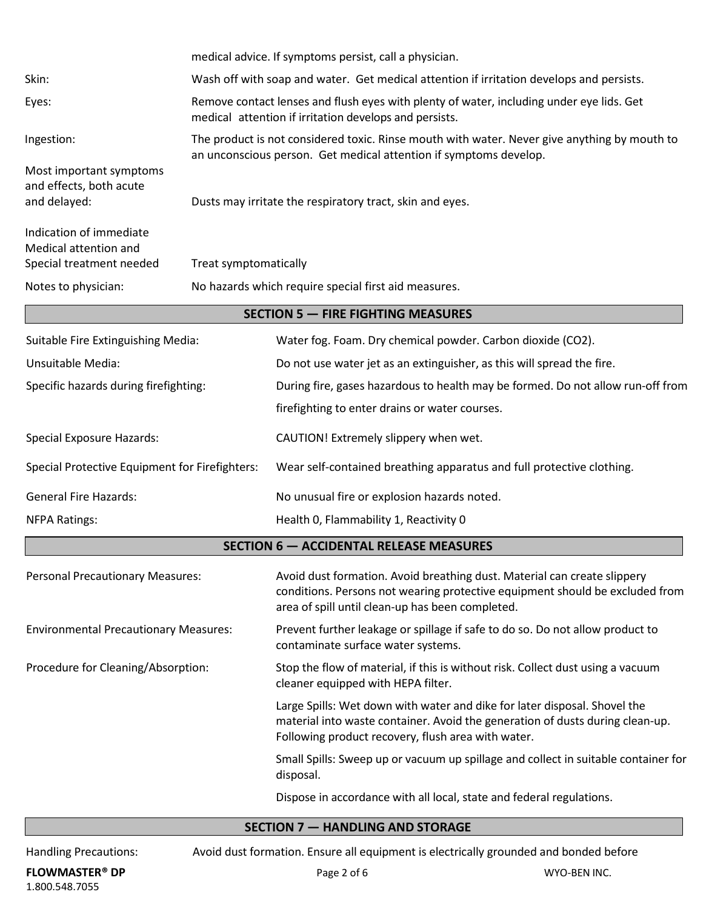medical advice. If symptoms persist, call a physician.

| | |
|---|---|
| Skin: | Wash off with soap and water. Get medical attention if irritation develops and persists. |
| Eyes: | Remove contact lenses and flush eyes with plenty of water, including under eye lids. Get medical attention if irritation develops and persists. |
| Ingestion: | The product is not considered toxic. Rinse mouth with water. Never give anything by mouth to an unconscious person. Get medical attention if symptoms develop. |
| Most important symptoms and effects, both acute and delayed: | Dusts may irritate the respiratory tract, skin and eyes. |
| Indication of immediate Medical attention and Special treatment needed | Treat symptomatically |
| Notes to physician: | No hazards which require special first aid measures. |

## SECTION 5 — FIRE FIGHTING MEASURES

| | |
|---|---|
| Suitable Fire Extinguishing Media: | Water fog. Foam. Dry chemical powder. Carbon dioxide ($CO_2$). |
| Unsuitable Media: | Do not use water jet as an extinguisher, as this will spread the fire. |
| Specific hazards during firefighting: | During fire, gases hazardous to health may be formed. Do not allow run-off from firefighting to enter drains or water courses. |
| Special Exposure Hazards: | CAUTION! Extremely slippery when wet. |
| Special Protective Equipment for Firefighters: | Wear self-contained breathing apparatus and full protective clothing. |
| General Fire Hazards: | No unusual fire or explosion hazards noted. |
| NFPA Ratings: | Health 0, Flammability 1, Reactivity 0 |

## SECTION 6 — ACCIDENTAL RELEASE MEASURES

| | |
|---|---|
| Personal Precautionary Measures: | Avoid dust formation. Avoid breathing dust. Material can create slippery conditions. Persons not wearing protective equipment should be excluded from area of spill until clean-up has been completed. |
| Environmental Precautionary Measures: | Prevent further leakage or spillage if safe to do so. Do not allow product to contaminate surface water systems. |
| Procedure for Cleaning/Absorption: | Stop the flow of material, if this is without risk. Collect dust using a vacuum cleaner equipped with HEPA filter. |
| | Large Spills: Wet down with water and dike for later disposal. Shovel the material into waste container. Avoid the generation of dusts during clean-up. Following product recovery, flush area with water. |
| | Small Spills: Sweep up or vacuum up spillage and collect in suitable container for disposal. |
| | Dispose in accordance with all local, state and federal regulations. |

## SECTION 7 — HANDLING AND STORAGE

Handling Precautions: Avoid dust formation. Ensure all equipment is electrically grounded and bonded before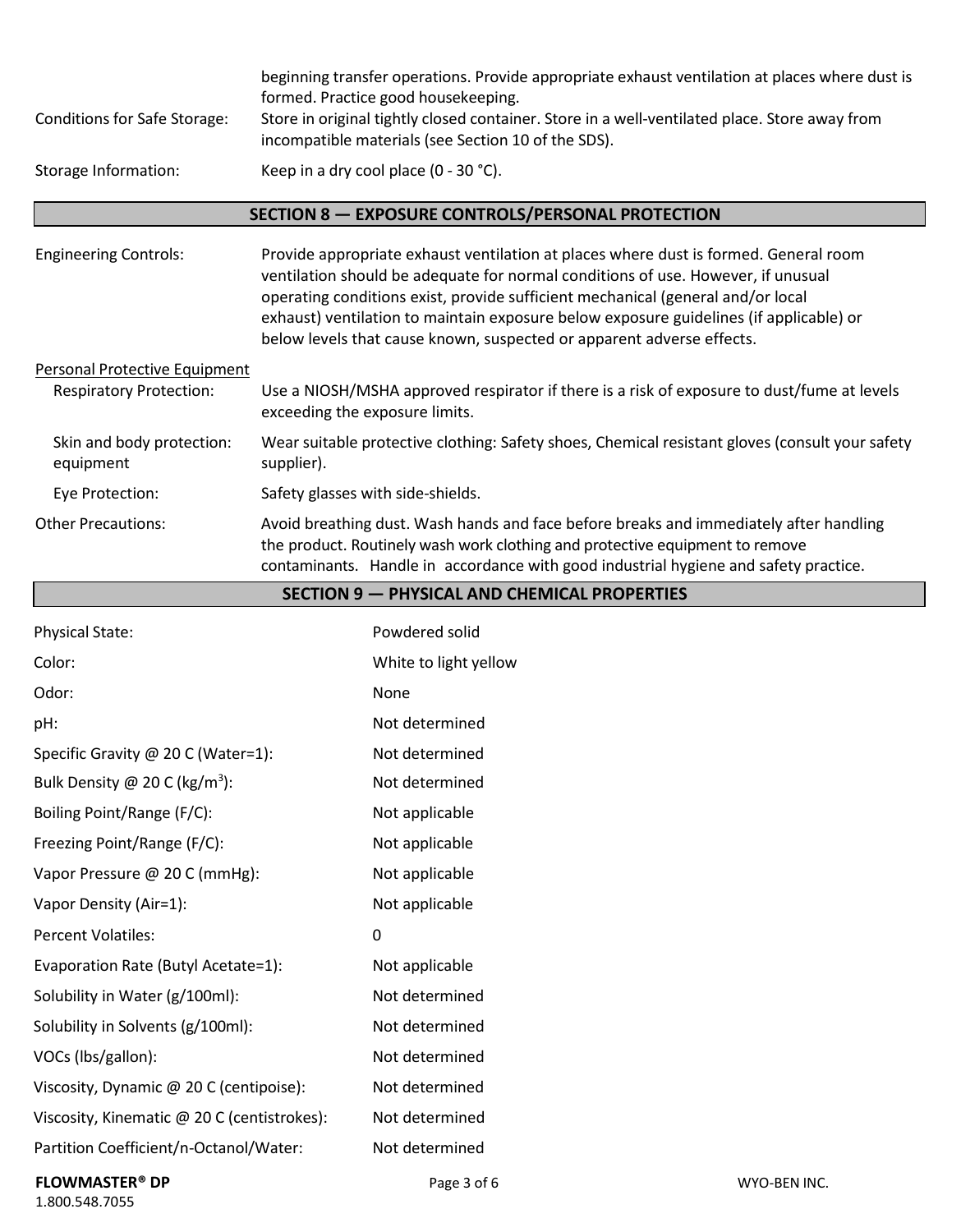| | |
|---|---|
| | beginning transfer operations. Provide appropriate exhaust ventilation at places where dust is formed. Practice good housekeeping. |
| Conditions for Safe Storage: | Store in original tightly closed container. Store in a well-ventilated place. Store away from incompatible materials (see Section 10 of the SDS). |
| Storage Information: | Keep in a dry cool place (0 - 30 °C). |

## SECTION 8 — EXPOSURE CONTROLS/PERSONAL PROTECTION

| | |
|---|---|
| Engineering Controls: | Provide appropriate exhaust ventilation at places where dust is formed. General room ventilation should be adequate for normal conditions of use. However, if unusual operating conditions exist, provide sufficient mechanical (general and/or local exhaust) ventilation to maintain exposure below exposure guidelines (if applicable) or below levels that cause known, suspected or apparent adverse effects. |

<u>Personal Protective Equipment</u>

| | |
|---|---|
| Respiratory Protection: | Use a NIOSH/MSHA approved respirator if there is a risk of exposure to dust/fume at levels exceeding the exposure limits. |
| Skin and body protection: equipment | Wear suitable protective clothing: Safety shoes, Chemical resistant gloves (consult your safety supplier). |
| Eye Protection: | Safety glasses with side-shields. |
| Other Precautions: | Avoid breathing dust. Wash hands and face before breaks and immediately after handling the product. Routinely wash work clothing and protective equipment to remove contaminants. Handle in accordance with good industrial hygiene and safety practice. |

## SECTION 9 — PHYSICAL AND CHEMICAL PROPERTIES

| | |
|---|---|
| Physical State: | Powdered solid |
| Color: | White to light yellow |
| Odor: | None |
| pH: | Not determined |
| Specific Gravity @ 20 C (Water=1): | Not determined |
| Bulk Density @ 20 C ($kg/m^3$): | Not determined |
| Boiling Point/Range (F/C): | Not applicable |
| Freezing Point/Range (F/C): | Not applicable |
| Vapor Pressure @ 20 C (mmHg): | Not applicable |
| Vapor Density (Air=1): | Not applicable |
| Percent Volatiles: | 0 |
| Evaporation Rate (Butyl Acetate=1): | Not applicable |
| Solubility in Water (g/100ml): | Not determined |
| Solubility in Solvents (g/100ml): | Not determined |
| VOCs (lbs/gallon): | Not determined |
| Viscosity, Dynamic @ 20 C (centipoise): | Not determined |
| Viscosity, Kinematic @ 20 C (centistrokes): | Not determined |
| Partition Coefficient/n-Octanol/Water: | Not determined |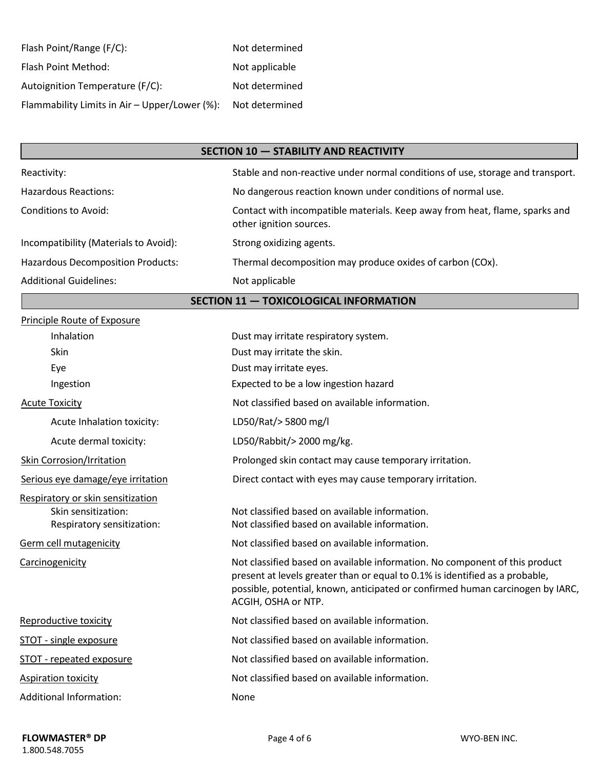| | |
|---|---|
| Flash Point/Range (F/C): | Not determined |
| Flash Point Method: | Not applicable |
| Autoignition Temperature (F/C): | Not determined |
| Flammability Limits in Air – Upper/Lower (%): | Not determined |

## SECTION 10 — STABILITY AND REACTIVITY

| | |
|---|---|
| Reactivity: | Stable and non-reactive under normal conditions of use, storage and transport. |
| Hazardous Reactions: | No dangerous reaction known under conditions of normal use. |
| Conditions to Avoid: | Contact with incompatible materials. Keep away from heat, flame, sparks and other ignition sources. |
| Incompatibility (Materials to Avoid): | Strong oxidizing agents. |
| Hazardous Decomposition Products: | Thermal decomposition may produce oxides of carbon (COx). |
| Additional Guidelines: | Not applicable |

## SECTION 11 — TOXICOLOGICAL INFORMATION

| | |
|---|---|
| Principle Route of Exposure | |
| Inhalation | Dust may irritate respiratory system. |
| Skin | Dust may irritate the skin. |
| Eye | Dust may irritate eyes. |
| Ingestion | Expected to be a low ingestion hazard |
| Acute Toxicity | Not classified based on available information. |
| Acute Inhalation toxicity: | LD50/Rat/> 5800 mg/l |
| Acute dermal toxicity: | LD50/Rabbit/> 2000 mg/kg. |
| Skin Corrosion/Irritation | Prolonged skin contact may cause temporary irritation. |
| Serious eye damage/eye irritation | Direct contact with eyes may cause temporary irritation. |
| Respiratory or skin sensitization | |
| Skin sensitization: | Not classified based on available information. |
| Respiratory sensitization: | Not classified based on available information. |
| Germ cell mutagenicity | Not classified based on available information. |
| Carcinogenicity | Not classified based on available information. No component of this product present at levels greater than or equal to 0.1% is identified as a probable, possible, potential, known, anticipated or confirmed human carcinogen by IARC, ACGIH, OSHA or NTP. |
| Reproductive toxicity | Not classified based on available information. |
| STOT - single exposure | Not classified based on available information. |
| STOT - repeated exposure | Not classified based on available information. |
| Aspiration toxicity | Not classified based on available information. |
| Additional Information: | None |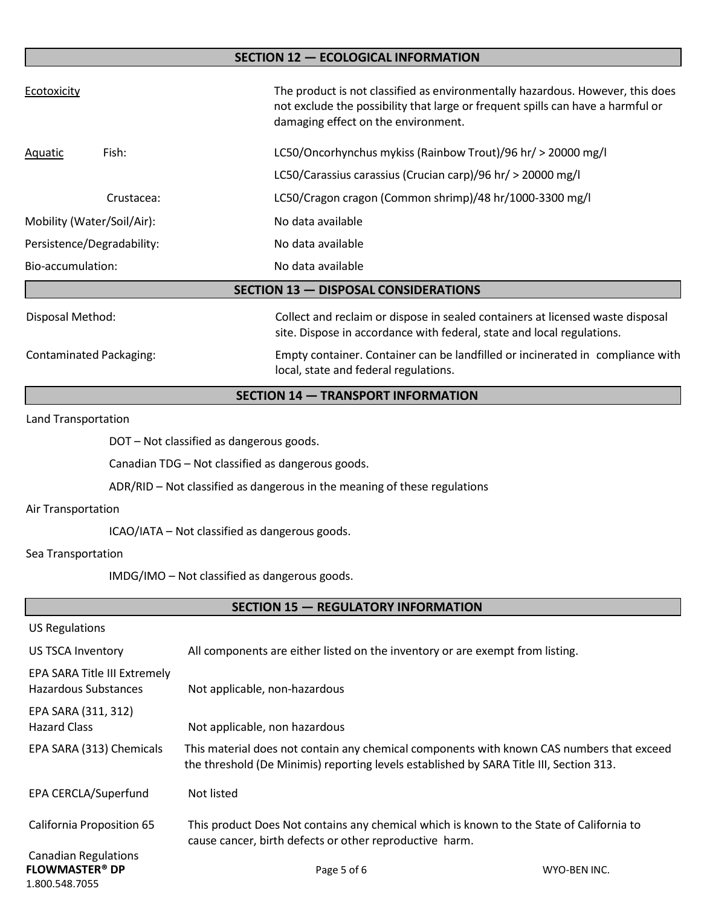## SECTION 12 — ECOLOGICAL INFORMATION

| | | |
|---|---|---|
| Ecotoxicity | | The product is not classified as environmentally hazardous. However, this does not exclude the possibility that large or frequent spills can have a harmful or damaging effect on the environment. |
| Aquatic | Fish: | LC50/Oncorhynchus mykiss (Rainbow Trout)/96 hr/ > 20000 mg/l |
| | | LC50/Carassius carassius (Crucian carp)/96 hr/ > 20000 mg/l |
| | Crustacea: | LC50/Cragon cragon (Common shrimp)/48 hr/1000-3300 mg/l |
| Mobility (Water/Soil/Air): | | No data available |
| Persistence/Degradability: | | No data available |
| Bio-accumulation: | | No data available |

## SECTION 13 — DISPOSAL CONSIDERATIONS

| | |
|---|---|
| Disposal Method: | Collect and reclaim or dispose in sealed containers at licensed waste disposal site. Dispose in accordance with federal, state and local regulations. |
| Contaminated Packaging: | Empty container. Container can be landfilled or incinerated in compliance with local, state and federal regulations. |

## SECTION 14 — TRANSPORT INFORMATION

Land Transportation

- DOT – Not classified as dangerous goods.
- Canadian TDG – Not classified as dangerous goods.
- ADR/RID – Not classified as dangerous in the meaning of these regulations

Air Transportation

- ICAO/IATA – Not classified as dangerous goods.

Sea Transportation

- IMDG/IMO – Not classified as dangerous goods.

## SECTION 15 — REGULATORY INFORMATION

US Regulations

| | |
|---|---|
| US TSCA Inventory | All components are either listed on the inventory or are exempt from listing. |
| EPA SARA Title III Extremely Hazardous Substances | Not applicable, non-hazardous |
| EPA SARA (311, 312) Hazard Class | Not applicable, non hazardous |
| EPA SARA (313) Chemicals | This material does not contain any chemical components with known CAS numbers that exceed the threshold (De Minimis) reporting levels established by SARA Title III, Section 313. |
| EPA CERCLA/Superfund | Not listed |
| California Proposition 65 | This product Does Not contains any chemical which is known to the State of California to cause cancer, birth defects or other reproductive harm. |

Canadian Regulations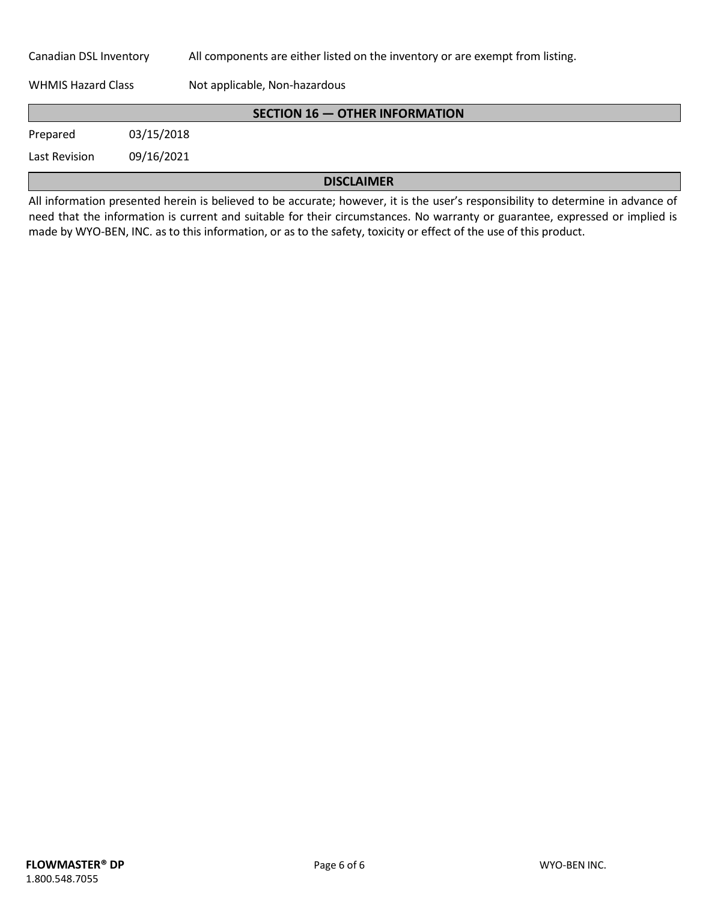| | |
|---|---|
| Canadian DSL Inventory | All components are either listed on the inventory or are exempt from listing. |
| WHMIS Hazard Class | Not applicable, Non-hazardous |

## SECTION 16 — OTHER INFORMATION

| | |
|---|---|
| Prepared | 03/15/2018 |
| Last Revision | 09/16/2021 |

## DISCLAIMER

All information presented herein is believed to be accurate; however, it is the user's responsibility to determine in advance of need that the information is current and suitable for their circumstances. No warranty or guarantee, expressed or implied is made by WYO-BEN, INC. as to this information, or as to the safety, toxicity or effect of the use of this product.